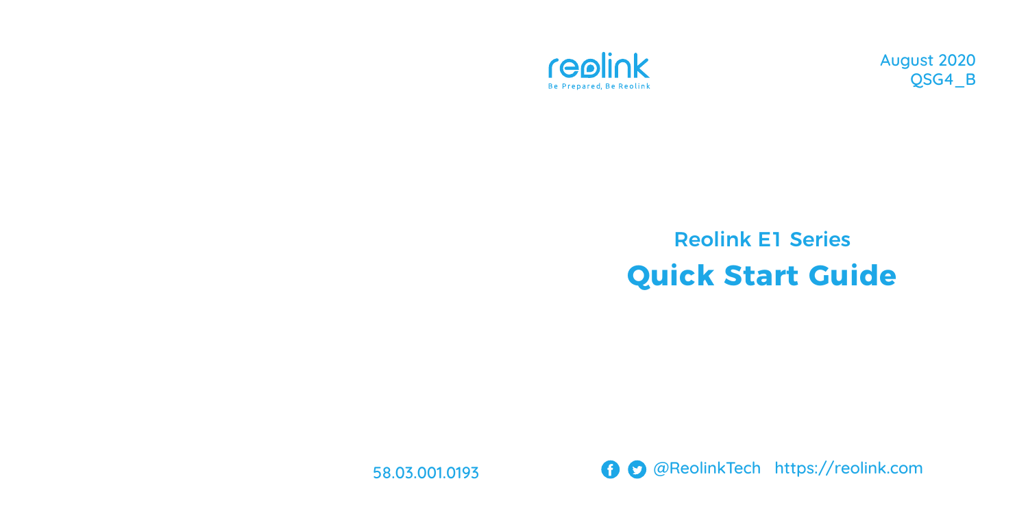reolink

Be Prepared, Be Reolink

August 2020
QSG4_B

## Reolink E1 Series

# Quick Start Guide

58.03.001.0193

@ReolinkTech https://reolink.com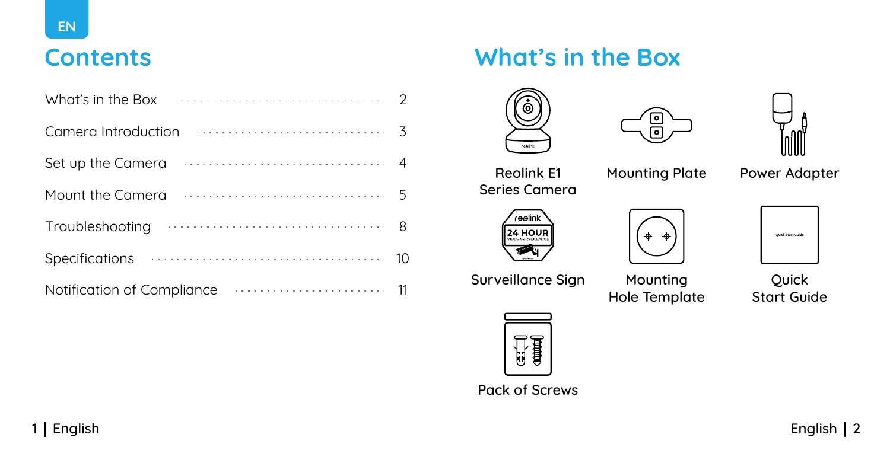EN

# Contents

| | |
|---|---|
| What's in the Box | 2 |
| Camera Introduction | 3 |
| Set up the Camera | 4 |
| Mount the Camera | 5 |
| Troubleshooting | 8 |
| Specifications | 10 |
| Notification of Compliance | 11 |

# What's in the Box

- Reolink E1 Series Camera
- Mounting Plate
- Power Adapter
- Surveillance Sign
- Mounting Hole Template
- Quick Start Guide
- Pack of Screws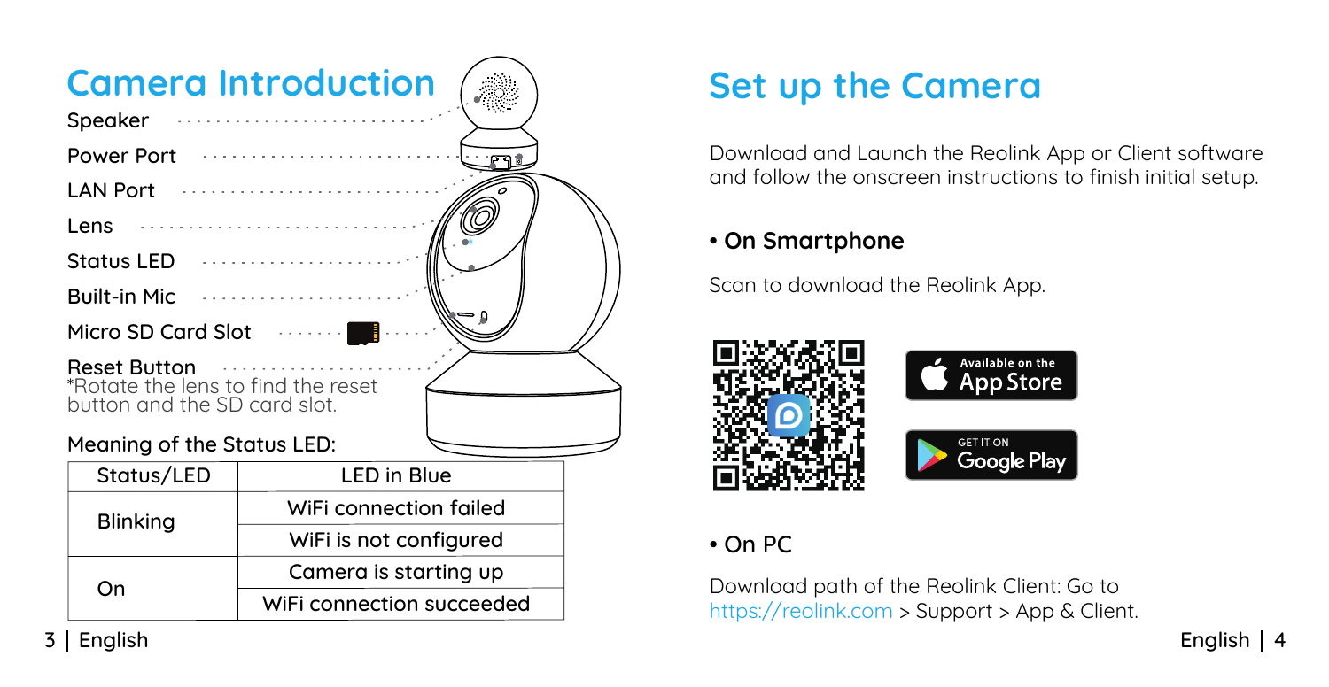## Camera Introduction

- Speaker
- Power Port
- LAN Port
- Lens
- Status LED
- Built-in Mic
- Micro SD Card Slot
- Reset Button

*Rotate the lens to find the reset button and the SD card slot.

Meaning of the Status LED:

| Status/LED | LED in Blue |
|---|---|
| Blinking | WiFi connection failed |
| | WiFi is not configured |
| On | Camera is starting up |
| | WiFi connection succeeded |

## Set up the Camera

Download and Launch the Reolink App or Client software and follow the onscreen instructions to finish initial setup.

**• On Smartphone**

Scan to download the Reolink App.

Available on the App Store

GET IT ON Google Play

• On PC

Download path of the Reolink Client: Go to https://reolink.com > Support > App & Client.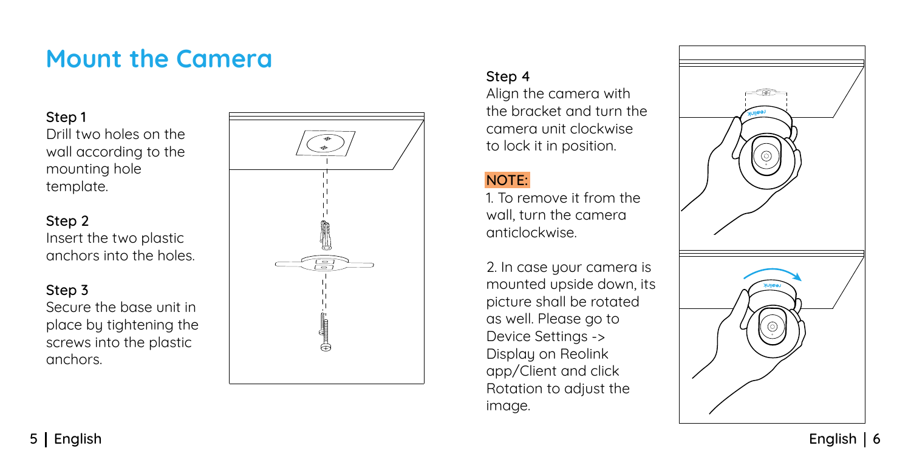# Mount the Camera

**Step 1**

Drill two holes on the wall according to the mounting hole template.

**Step 2**

Insert the two plastic anchors into the holes.

**Step 3**

Secure the base unit in place by tightening the screws into the plastic anchors.

**Step 4**

Align the camera with the bracket and turn the camera unit clockwise to lock it in position.

**NOTE:**

1. To remove it from the wall, turn the camera anticlockwise.

2. In case your camera is mounted upside down, its picture shall be rotated as well. Please go to Device Settings -> Display on Reolink app/Client and click Rotation to adjust the image.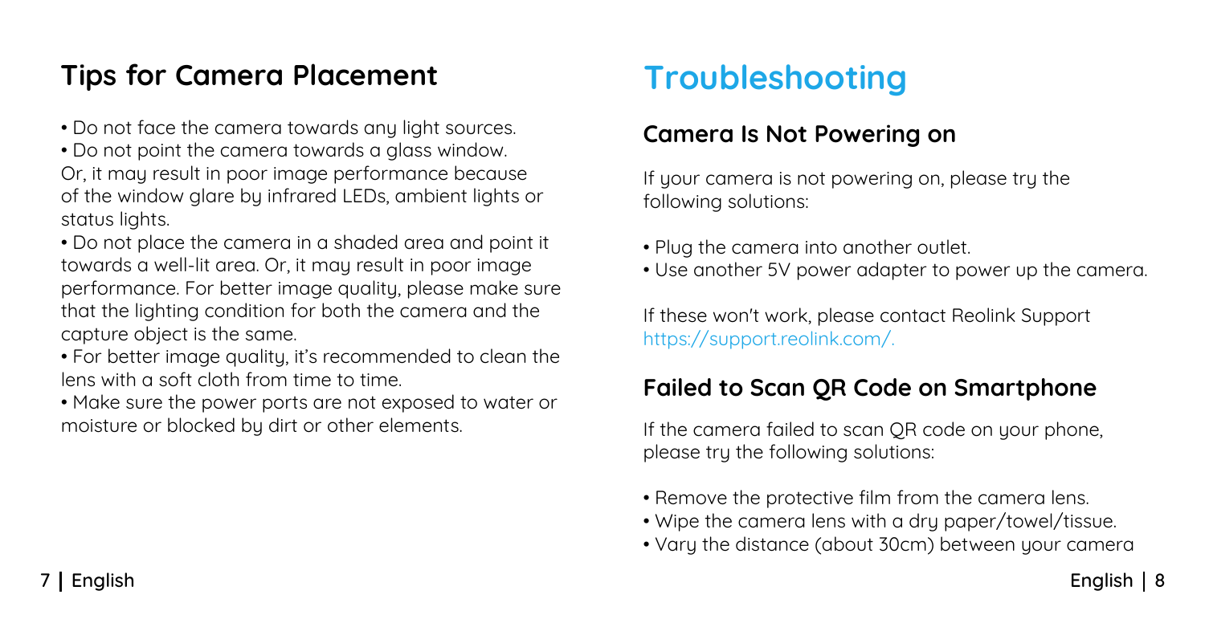## Tips for Camera Placement

- Do not face the camera towards any light sources.
- Do not point the camera towards a glass window. Or, it may result in poor image performance because of the window glare by infrared LEDs, ambient lights or status lights.
- Do not place the camera in a shaded area and point it towards a well-lit area. Or, it may result in poor image performance. For better image quality, please make sure that the lighting condition for both the camera and the capture object is the same.
- For better image quality, it's recommended to clean the lens with a soft cloth from time to time.
- Make sure the power ports are not exposed to water or moisture or blocked by dirt or other elements.

# Troubleshooting

## Camera Is Not Powering on

If your camera is not powering on, please try the following solutions:

- Plug the camera into another outlet.
- Use another 5V power adapter to power up the camera.

If these won't work, please contact Reolink Support https://support.reolink.com/.

## Failed to Scan QR Code on Smartphone

If the camera failed to scan QR code on your phone, please try the following solutions:

- Remove the protective film from the camera lens.
- Wipe the camera lens with a dry paper/towel/tissue.
- Vary the distance (about 30cm) between your camera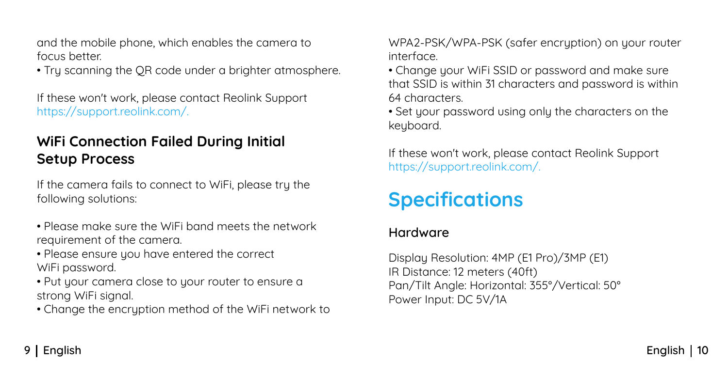and the mobile phone, which enables the camera to focus better.

• Try scanning the QR code under a brighter atmosphere.

If these won't work, please contact Reolink Support https://support.reolink.com/.

## WiFi Connection Failed During Initial Setup Process

If the camera fails to connect to WiFi, please try the following solutions:

• Please make sure the WiFi band meets the network requirement of the camera.
• Please ensure you have entered the correct WiFi password.
• Put your camera close to your router to ensure a strong WiFi signal.
• Change the encryption method of the WiFi network to WPA2-PSK/WPA-PSK (safer encryption) on your router interface.
• Change your WiFi SSID or password and make sure that SSID is within 31 characters and password is within 64 characters.
• Set your password using only the characters on the keyboard.

If these won't work, please contact Reolink Support https://support.reolink.com/.

# Specifications

### Hardware

Display Resolution: 4MP (E1 Pro)/3MP (E1)
IR Distance: 12 meters (40ft)
Pan/Tilt Angle: Horizontal: 355°/Vertical: 50°
Power Input: DC 5V/1A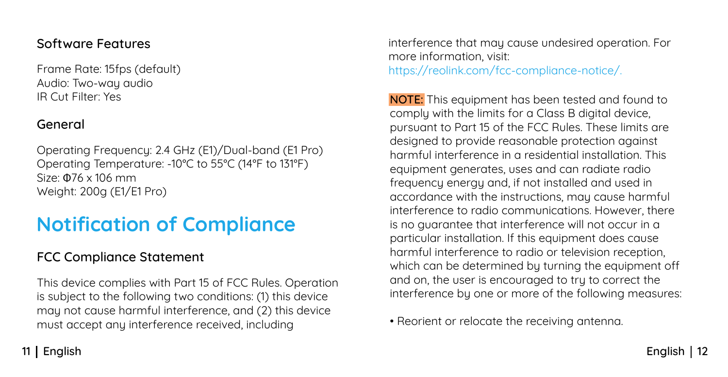### Software Features

Frame Rate: 15fps (default)
Audio: Two-way audio
IR Cut Filter: Yes

### General

Operating Frequency: 2.4 GHz (E1)/Dual-band (E1 Pro)
Operating Temperature: -10°C to 55°C (14°F to 131°F)
Size: Φ76 x 106 mm
Weight: 200g (E1/E1 Pro)

# Notification of Compliance

### FCC Compliance Statement

This device complies with Part 15 of FCC Rules. Operation is subject to the following two conditions: (1) this device may not cause harmful interference, and (2) this device must accept any interference received, including interference that may cause undesired operation. For more information, visit: https://reolink.com/fcc-compliance-notice/.

**NOTE:** This equipment has been tested and found to comply with the limits for a Class B digital device, pursuant to Part 15 of the FCC Rules. These limits are designed to provide reasonable protection against harmful interference in a residential installation. This equipment generates, uses and can radiate radio frequency energy and, if not installed and used in accordance with the instructions, may cause harmful interference to radio communications. However, there is no guarantee that interference will not occur in a particular installation. If this equipment does cause harmful interference to radio or television reception, which can be determined by turning the equipment off and on, the user is encouraged to try to correct the interference by one or more of the following measures:

- Reorient or relocate the receiving antenna.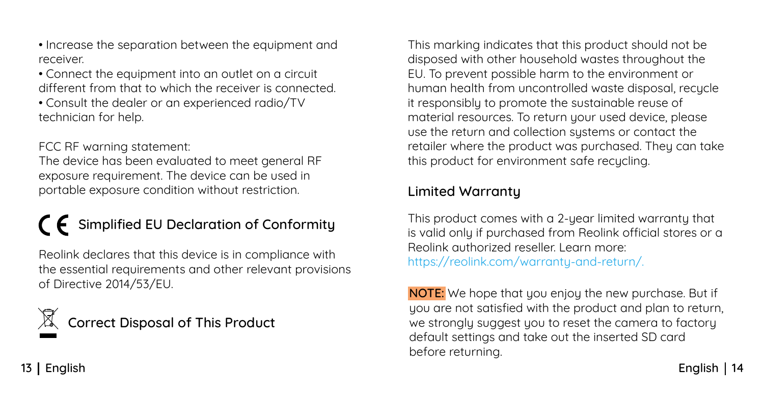- Increase the separation between the equipment and receiver.
- Connect the equipment into an outlet on a circuit different from that to which the receiver is connected.
- Consult the dealer or an experienced radio/TV technician for help.

FCC RF warning statement:
The device has been evaluated to meet general RF exposure requirement. The device can be used in portable exposure condition without restriction.

## CE Simplified EU Declaration of Conformity

Reolink declares that this device is in compliance with the essential requirements and other relevant provisions of Directive 2014/53/EU.

## Correct Disposal of This Product

This marking indicates that this product should not be disposed with other household wastes throughout the EU. To prevent possible harm to the environment or human health from uncontrolled waste disposal, recycle it responsibly to promote the sustainable reuse of material resources. To return your used device, please use the return and collection systems or contact the retailer where the product was purchased. They can take this product for environment safe recycling.

## Limited Warranty

This product comes with a 2-year limited warranty that is valid only if purchased from Reolink official stores or a Reolink authorized reseller. Learn more: https://reolink.com/warranty-and-return/.

**NOTE:** We hope that you enjoy the new purchase. But if you are not satisfied with the product and plan to return, we strongly suggest you to reset the camera to factory default settings and take out the inserted SD card before returning.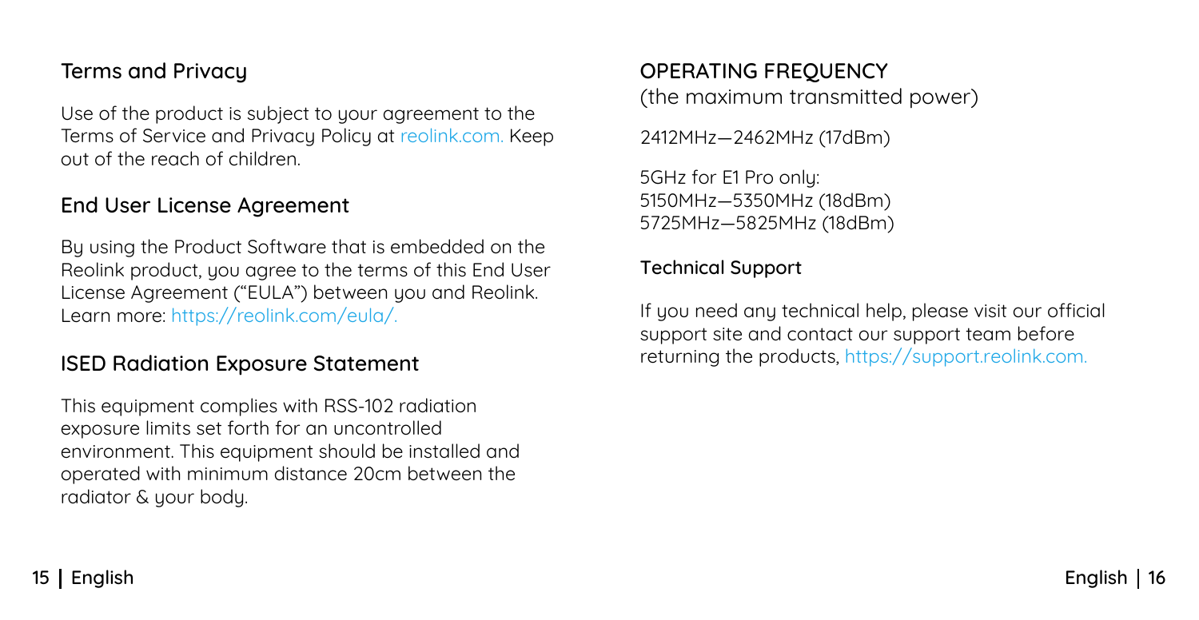## Terms and Privacy

Use of the product is subject to your agreement to the Terms of Service and Privacy Policy at reolink.com. Keep out of the reach of children.

## End User License Agreement

By using the Product Software that is embedded on the Reolink product, you agree to the terms of this End User License Agreement ("EULA") between you and Reolink. Learn more: https://reolink.com/eula/.

## ISED Radiation Exposure Statement

This equipment complies with RSS-102 radiation exposure limits set forth for an uncontrolled environment. This equipment should be installed and operated with minimum distance 20cm between the radiator & your body.

## OPERATING FREQUENCY

(the maximum transmitted power)

2412MHz—2462MHz (17dBm)

5GHz for E1 Pro only:
5150MHz—5350MHz (18dBm)
5725MHz—5825MHz (18dBm)

## Technical Support

If you need any technical help, please visit our official support site and contact our support team before returning the products, https://support.reolink.com.